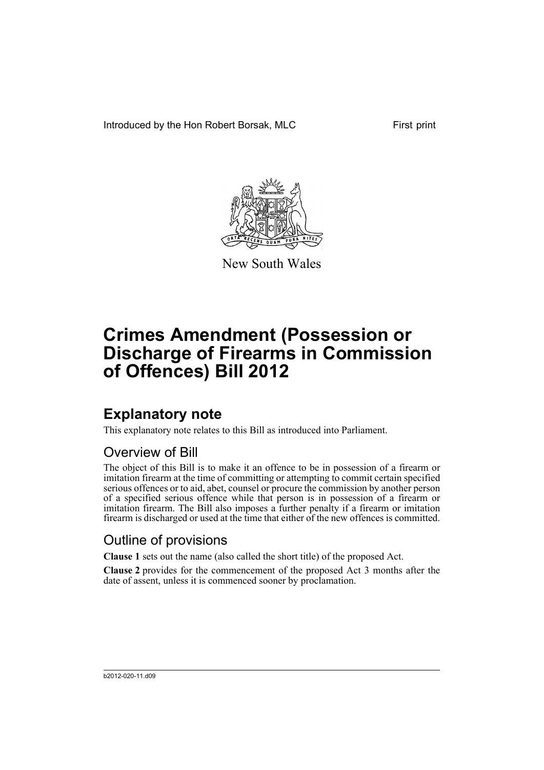Introduced by the Hon Robert Borsak, MLC

First print

New South Wales

# Crimes Amendment (Possession or Discharge of Firearms in Commission of Offences) Bill 2012

## Explanatory note

This explanatory note relates to this Bill as introduced into Parliament.

### Overview of Bill

The object of this Bill is to make it an offence to be in possession of a firearm or imitation firearm at the time of committing or attempting to commit certain specified serious offences or to aid, abet, counsel or procure the commission by another person of a specified serious offence while that person is in possession of a firearm or imitation firearm. The Bill also imposes a further penalty if a firearm or imitation firearm is discharged or used at the time that either of the new offences is committed.

### Outline of provisions

**Clause 1** sets out the name (also called the short title) of the proposed Act.

**Clause 2** provides for the commencement of the proposed Act 3 months after the date of assent, unless it is commenced sooner by proclamation.

b2012-020-11.d09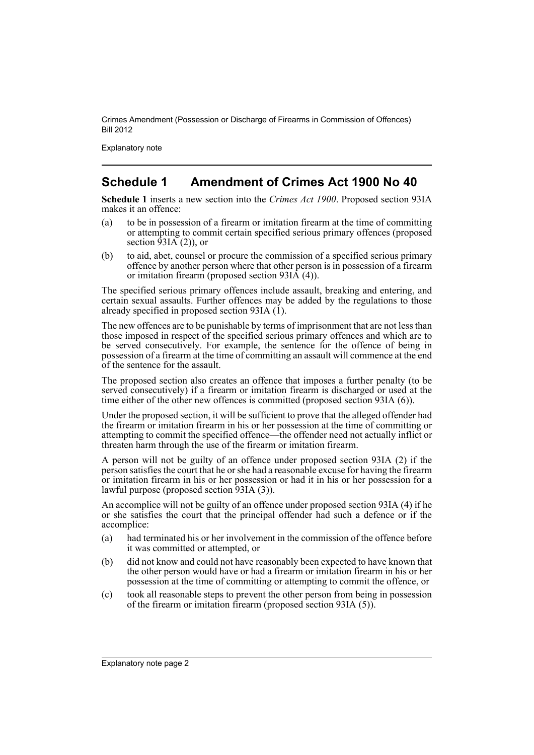## Schedule 1 Amendment of Crimes Act 1900 No 40

**Schedule 1** inserts a new section into the *Crimes Act 1900*. Proposed section 93IA makes it an offence:

(a) to be in possession of a firearm or imitation firearm at the time of committing or attempting to commit certain specified serious primary offences (proposed section 93IA (2)), or

(b) to aid, abet, counsel or procure the commission of a specified serious primary offence by another person where that other person is in possession of a firearm or imitation firearm (proposed section 93IA (4)).

The specified serious primary offences include assault, breaking and entering, and certain sexual assaults. Further offences may be added by the regulations to those already specified in proposed section 93IA (1).

The new offences are to be punishable by terms of imprisonment that are not less than those imposed in respect of the specified serious primary offences and which are to be served consecutively. For example, the sentence for the offence of being in possession of a firearm at the time of committing an assault will commence at the end of the sentence for the assault.

The proposed section also creates an offence that imposes a further penalty (to be served consecutively) if a firearm or imitation firearm is discharged or used at the time either of the other new offences is committed (proposed section 93IA (6)).

Under the proposed section, it will be sufficient to prove that the alleged offender had the firearm or imitation firearm in his or her possession at the time of committing or attempting to commit the specified offence—the offender need not actually inflict or threaten harm through the use of the firearm or imitation firearm.

A person will not be guilty of an offence under proposed section 93IA (2) if the person satisfies the court that he or she had a reasonable excuse for having the firearm or imitation firearm in his or her possession or had it in his or her possession for a lawful purpose (proposed section 93IA (3)).

An accomplice will not be guilty of an offence under proposed section 93IA (4) if he or she satisfies the court that the principal offender had such a defence or if the accomplice:

(a) had terminated his or her involvement in the commission of the offence before it was committed or attempted, or

(b) did not know and could not have reasonably been expected to have known that the other person would have or had a firearm or imitation firearm in his or her possession at the time of committing or attempting to commit the offence, or

(c) took all reasonable steps to prevent the other person from being in possession of the firearm or imitation firearm (proposed section 93IA (5)).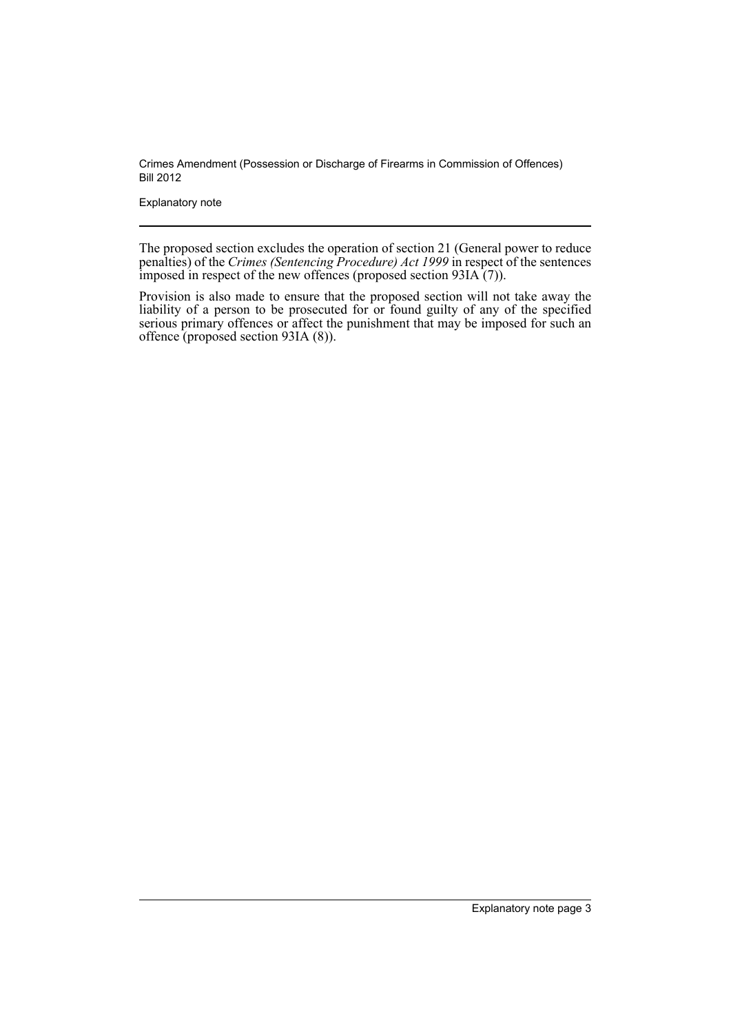The proposed section excludes the operation of section 21 (General power to reduce penalties) of the *Crimes (Sentencing Procedure) Act 1999* in respect of the sentences imposed in respect of the new offences (proposed section 93IA (7)).

Provision is also made to ensure that the proposed section will not take away the liability of a person to be prosecuted for or found guilty of any of the specified serious primary offences or affect the punishment that may be imposed for such an offence (proposed section 93IA (8)).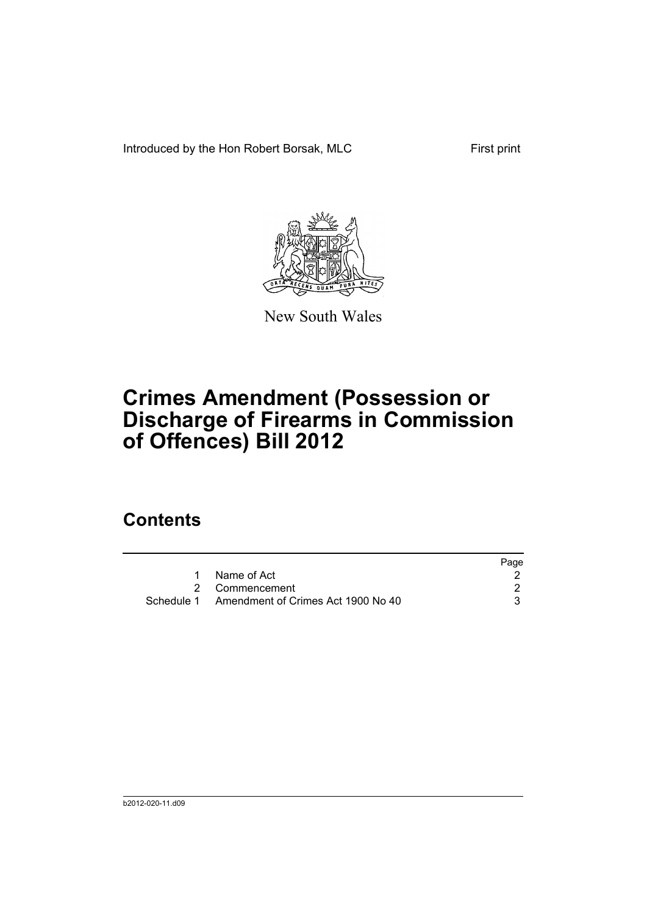Introduced by the Hon Robert Borsak, MLC First print

New South Wales

# Crimes Amendment (Possession or Discharge of Firearms in Commission of Offences) Bill 2012

## Contents

| | | Page |
|---|---|---|
| 1 | Name of Act | 2 |
| 2 | Commencement | 2 |
| Schedule 1 | Amendment of Crimes Act 1900 No 40 | 3 |

b2012-020-11.d09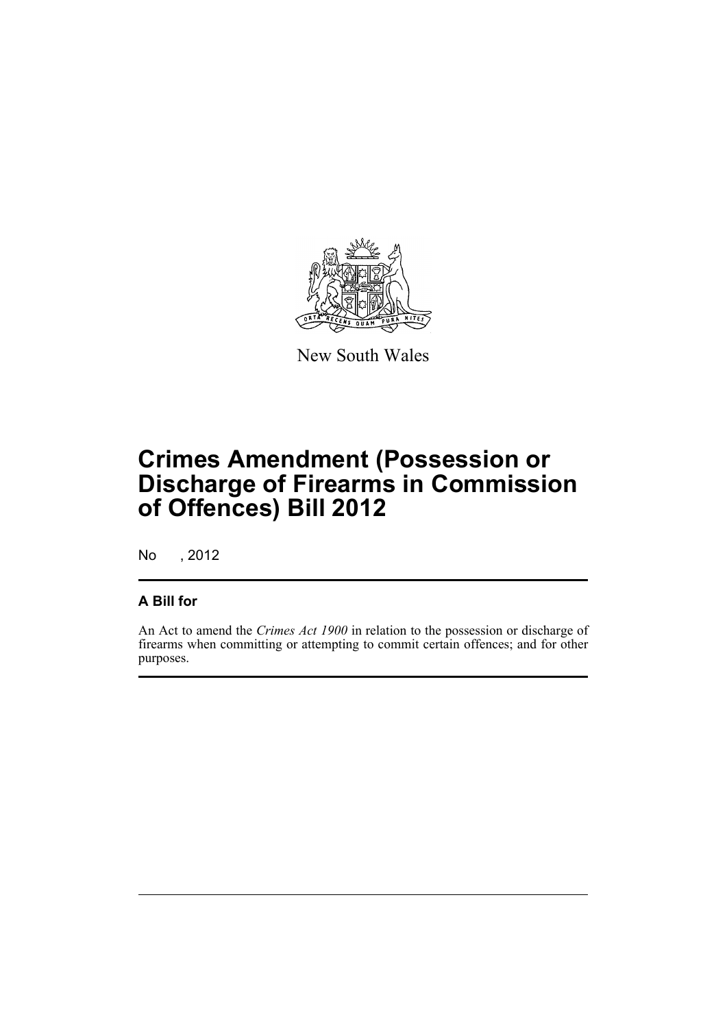New South Wales

# Crimes Amendment (Possession or Discharge of Firearms in Commission of Offences) Bill 2012

No , 2012

## A Bill for

An Act to amend the *Crimes Act 1900* in relation to the possession or discharge of firearms when committing or attempting to commit certain offences; and for other purposes.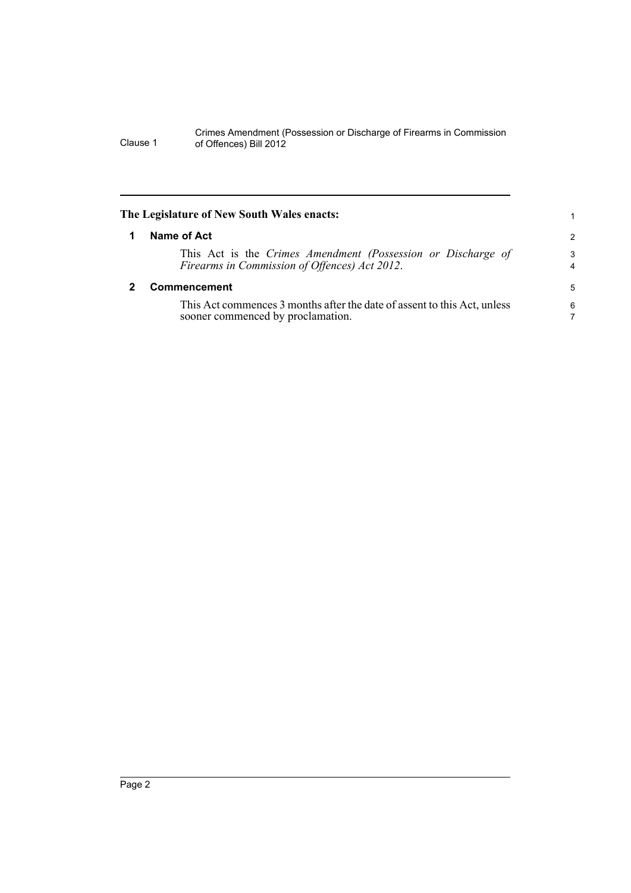**The Legislature of New South Wales enacts:**

## 1 Name of Act

This Act is the *Crimes Amendment (Possession or Discharge of Firearms in Commission of Offences) Act 2012*.

## 2 Commencement

This Act commences 3 months after the date of assent to this Act, unless sooner commenced by proclamation.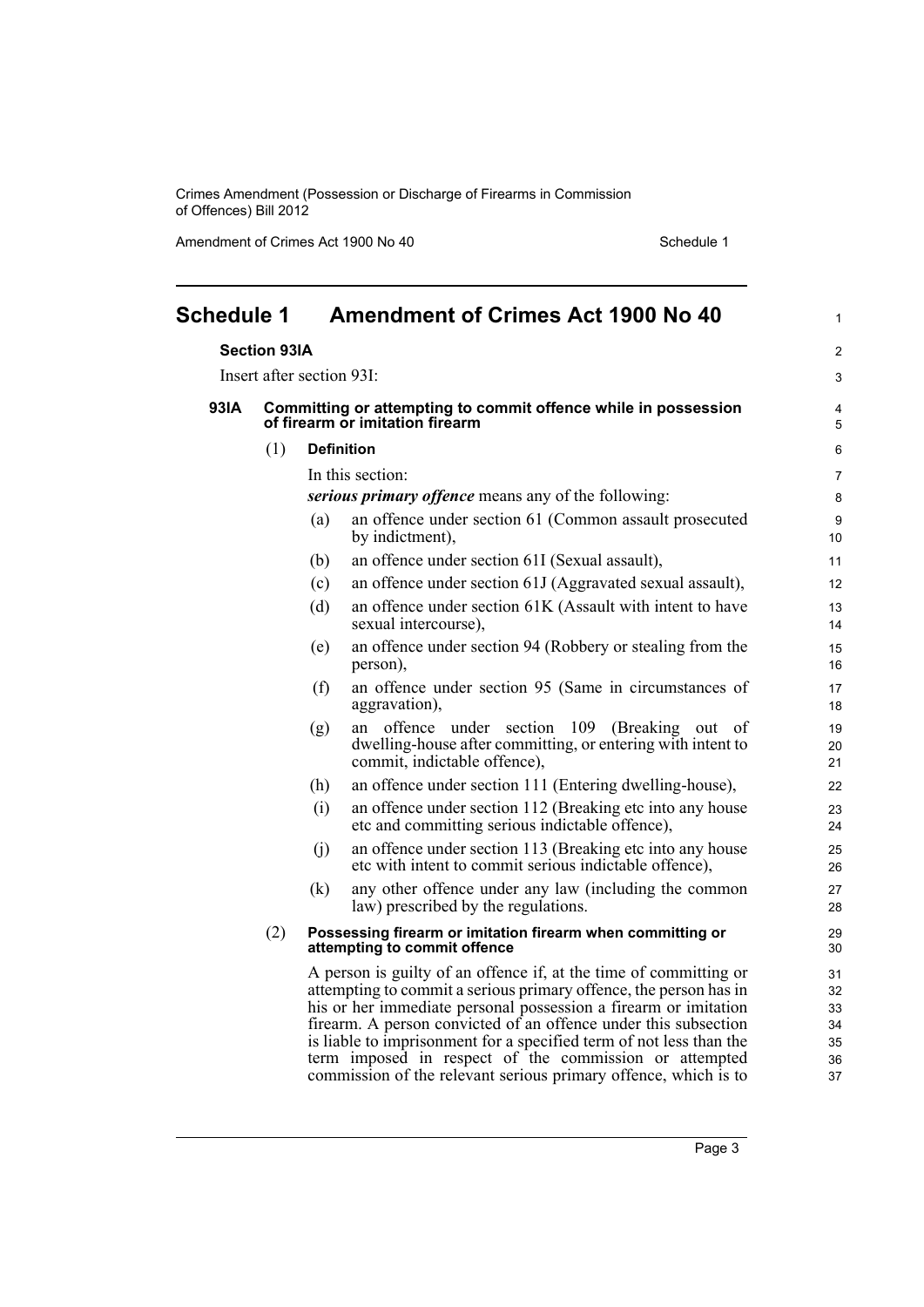# Schedule 1 Amendment of Crimes Act 1900 No 40

**Section 93IA**

Insert after section 93I:

### 93IA Committing or attempting to commit offence while in possession of firearm or imitation firearm

(1) **Definition**

In this section:

***serious primary offence*** means any of the following:

(a) an offence under section 61 (Common assault prosecuted by indictment),

(b) an offence under section 61I (Sexual assault),

(c) an offence under section 61J (Aggravated sexual assault),

(d) an offence under section 61K (Assault with intent to have sexual intercourse),

(e) an offence under section 94 (Robbery or stealing from the person),

(f) an offence under section 95 (Same in circumstances of aggravation),

(g) an offence under section 109 (Breaking out of dwelling-house after committing, or entering with intent to commit, indictable offence),

(h) an offence under section 111 (Entering dwelling-house),

(i) an offence under section 112 (Breaking etc into any house etc and committing serious indictable offence),

(j) an offence under section 113 (Breaking etc into any house etc with intent to commit serious indictable offence),

(k) any other offence under any law (including the common law) prescribed by the regulations.

(2) **Possessing firearm or imitation firearm when committing or attempting to commit offence**

A person is guilty of an offence if, at the time of committing or attempting to commit a serious primary offence, the person has in his or her immediate personal possession a firearm or imitation firearm. A person convicted of an offence under this subsection is liable to imprisonment for a specified term of not less than the term imposed in respect of the commission or attempted commission of the relevant serious primary offence, which is to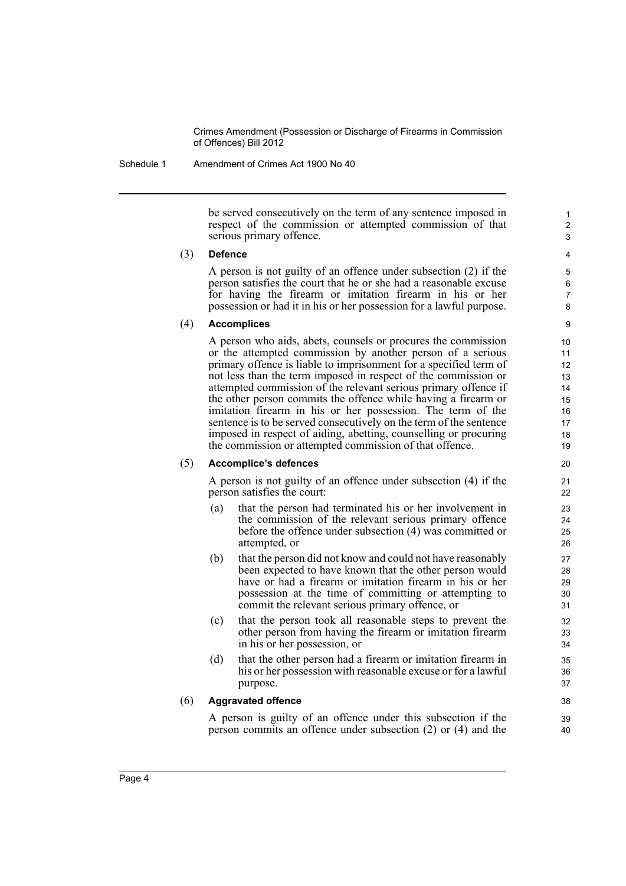be served consecutively on the term of any sentence imposed in respect of the commission or attempted commission of that serious primary offence.

(3) **Defence**

A person is not guilty of an offence under subsection (2) if the person satisfies the court that he or she had a reasonable excuse for having the firearm or imitation firearm in his or her possession or had it in his or her possession for a lawful purpose.

(4) **Accomplices**

A person who aids, abets, counsels or procures the commission or the attempted commission by another person of a serious primary offence is liable to imprisonment for a specified term of not less than the term imposed in respect of the commission or attempted commission of the relevant serious primary offence if the other person commits the offence while having a firearm or imitation firearm in his or her possession. The term of the sentence is to be served consecutively on the term of the sentence imposed in respect of aiding, abetting, counselling or procuring the commission or attempted commission of that offence.

(5) **Accomplice's defences**

A person is not guilty of an offence under subsection (4) if the person satisfies the court:

(a) that the person had terminated his or her involvement in the commission of the relevant serious primary offence before the offence under subsection (4) was committed or attempted, or

(b) that the person did not know and could not have reasonably been expected to have known that the other person would have or had a firearm or imitation firearm in his or her possession at the time of committing or attempting to commit the relevant serious primary offence, or

(c) that the person took all reasonable steps to prevent the other person from having the firearm or imitation firearm in his or her possession, or

(d) that the other person had a firearm or imitation firearm in his or her possession with reasonable excuse or for a lawful purpose.

(6) **Aggravated offence**

A person is guilty of an offence under this subsection if the person commits an offence under subsection (2) or (4) and the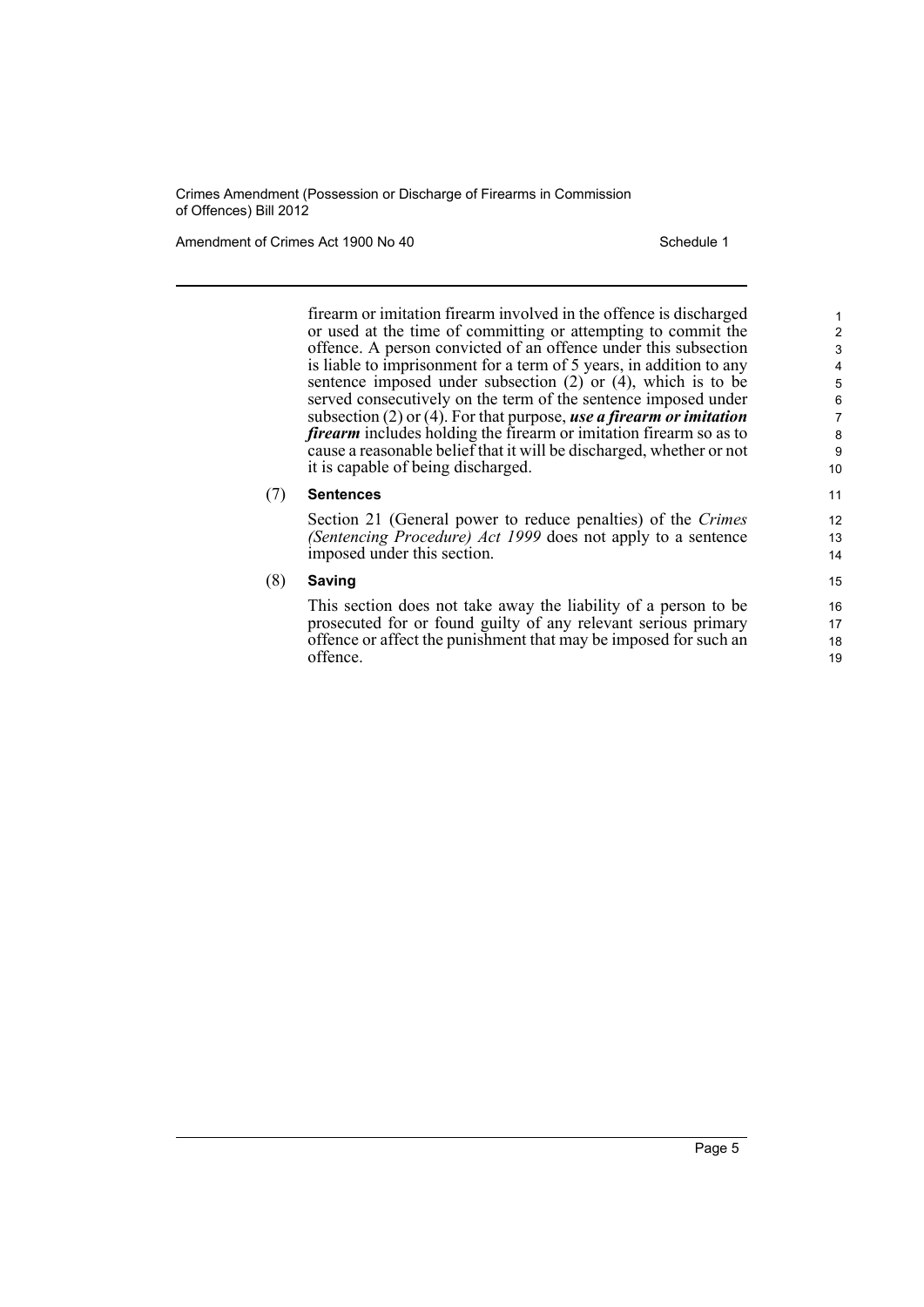firearm or imitation firearm involved in the offence is discharged or used at the time of committing or attempting to commit the offence. A person convicted of an offence under this subsection is liable to imprisonment for a term of 5 years, in addition to any sentence imposed under subsection (2) or (4), which is to be served consecutively on the term of the sentence imposed under subsection (2) or (4). For that purpose, ***use a firearm or imitation firearm*** includes holding the firearm or imitation firearm so as to cause a reasonable belief that it will be discharged, whether or not it is capable of being discharged.

(7) **Sentences**

Section 21 (General power to reduce penalties) of the *Crimes (Sentencing Procedure) Act 1999* does not apply to a sentence imposed under this section.

(8) **Saving**

This section does not take away the liability of a person to be prosecuted for or found guilty of any relevant serious primary offence or affect the punishment that may be imposed for such an offence.